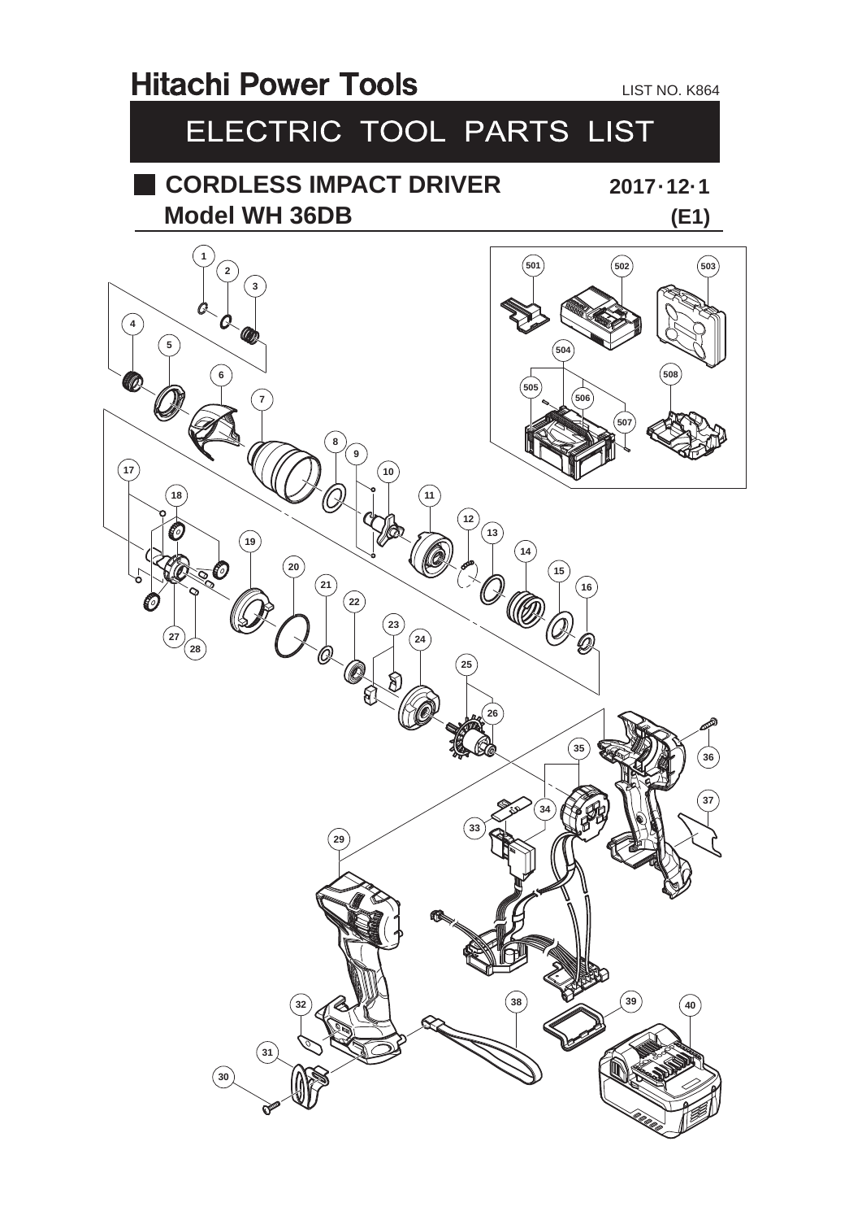# Hitachi Power Tools

LIST NO. K864

## ELECTRIC TOOL PARTS LIST

### CORDLESS IMPACT DRIVER

**Model WH 36DB**

**2017·12·1**

**(E1)**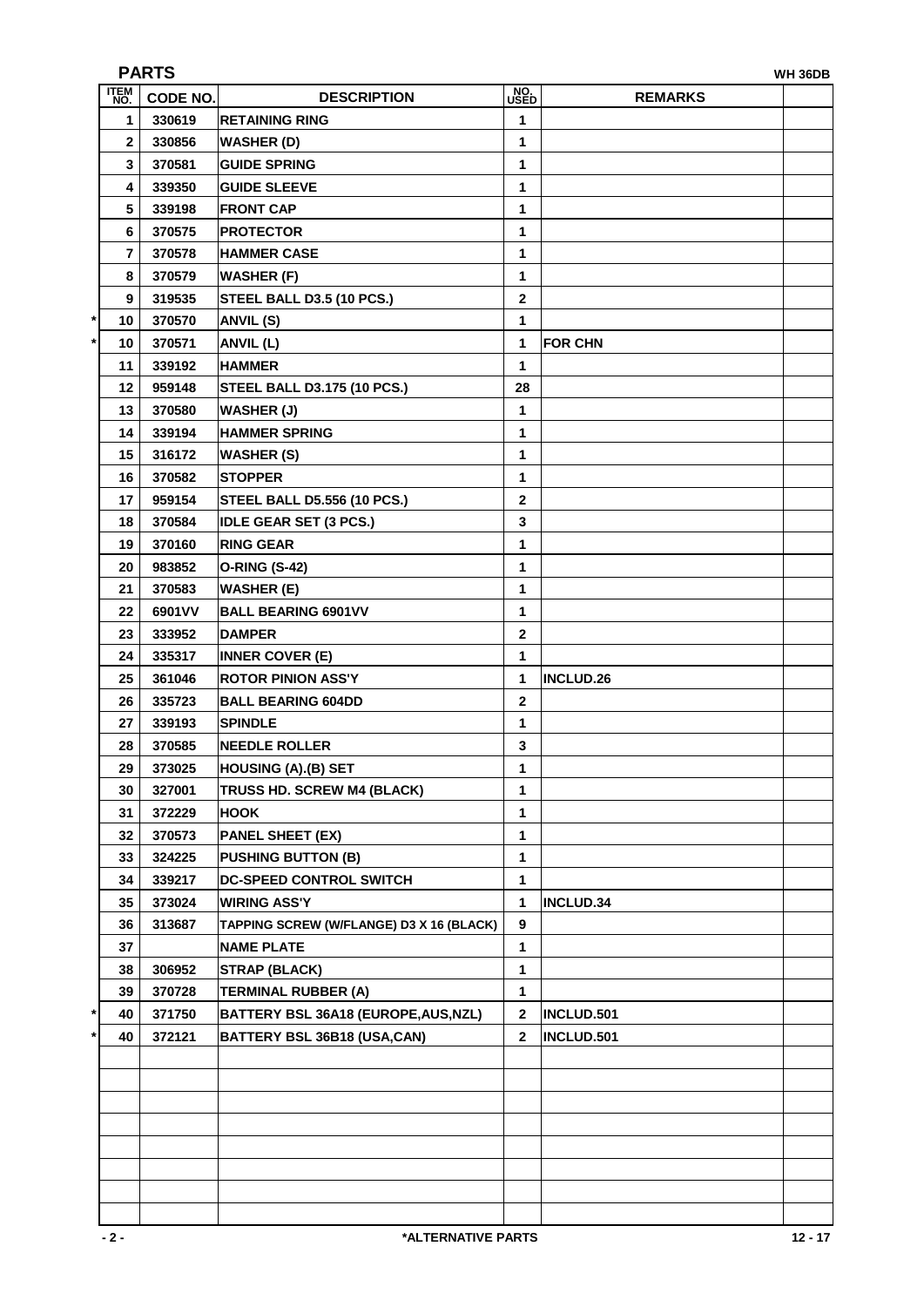## PARTS

WH 36DB

| | ITEM NO. | CODE NO. | DESCRIPTION | NO. USED | REMARKS | |
|---|---|---|---|---|---|---|
| | 1 | 330619 | RETAINING RING | 1 | | |
| | 2 | 330856 | WASHER (D) | 1 | | |
| | 3 | 370581 | GUIDE SPRING | 1 | | |
| | 4 | 339350 | GUIDE SLEEVE | 1 | | |
| | 5 | 339198 | FRONT CAP | 1 | | |
| | 6 | 370575 | PROTECTOR | 1 | | |
| | 7 | 370578 | HAMMER CASE | 1 | | |
| | 8 | 370579 | WASHER (F) | 1 | | |
| | 9 | 319535 | STEEL BALL D3.5 (10 PCS.) | 2 | | |
| * | 10 | 370570 | ANVIL (S) | 1 | | |
| * | 10 | 370571 | ANVIL (L) | 1 | FOR CHN | |
| | 11 | 339192 | HAMMER | 1 | | |
| | 12 | 959148 | STEEL BALL D3.175 (10 PCS.) | 28 | | |
| | 13 | 370580 | WASHER (J) | 1 | | |
| | 14 | 339194 | HAMMER SPRING | 1 | | |
| | 15 | 316172 | WASHER (S) | 1 | | |
| | 16 | 370582 | STOPPER | 1 | | |
| | 17 | 959154 | STEEL BALL D5.556 (10 PCS.) | 2 | | |
| | 18 | 370584 | IDLE GEAR SET (3 PCS.) | 3 | | |
| | 19 | 370160 | RING GEAR | 1 | | |
| | 20 | 983852 | O-RING (S-42) | 1 | | |
| | 21 | 370583 | WASHER (E) | 1 | | |
| | 22 | 6901VV | BALL BEARING 6901VV | 1 | | |
| | 23 | 333952 | DAMPER | 2 | | |
| | 24 | 335317 | INNER COVER (E) | 1 | | |
| | 25 | 361046 | ROTOR PINION ASS'Y | 1 | INCLUD.26 | |
| | 26 | 335723 | BALL BEARING 604DD | 2 | | |
| | 27 | 339193 | SPINDLE | 1 | | |
| | 28 | 370585 | NEEDLE ROLLER | 3 | | |
| | 29 | 373025 | HOUSING (A).(B) SET | 1 | | |
| | 30 | 327001 | TRUSS HD. SCREW M4 (BLACK) | 1 | | |
| | 31 | 372229 | HOOK | 1 | | |
| | 32 | 370573 | PANEL SHEET (EX) | 1 | | |
| | 33 | 324225 | PUSHING BUTTON (B) | 1 | | |
| | 34 | 339217 | DC-SPEED CONTROL SWITCH | 1 | | |
| | 35 | 373024 | WIRING ASS'Y | 1 | INCLUD.34 | |
| | 36 | 313687 | TAPPING SCREW (W/FLANGE) D3 X 16 (BLACK) | 9 | | |
| | 37 | | NAME PLATE | 1 | | |
| | 38 | 306952 | STRAP (BLACK) | 1 | | |
| | 39 | 370728 | TERMINAL RUBBER (A) | 1 | | |
| * | 40 | 371750 | BATTERY BSL 36A18 (EUROPE,AUS,NZL) | 2 | INCLUD.501 | |
| * | 40 | 372121 | BATTERY BSL 36B18 (USA,CAN) | 2 | INCLUD.501 | |

*ALTERNATIVE PARTS

12 - 17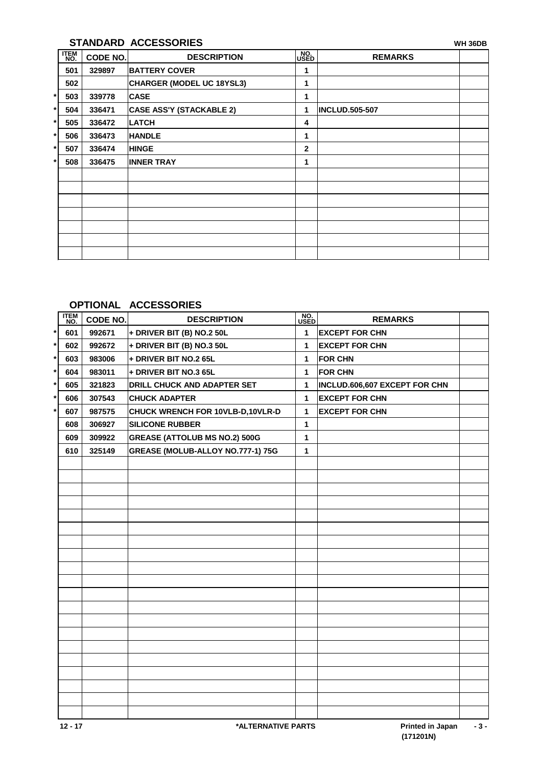## STANDARD ACCESSORIES

WH 36DB

| | ITEM NO. | CODE NO. | DESCRIPTION | NO. USED | REMARKS | |
|---|---|---|---|---|---|---|
| | 501 | 329897 | BATTERY COVER | 1 | | |
| | 502 | | CHARGER (MODEL UC 18YSL3) | 1 | | |
| * | 503 | 339778 | CASE | 1 | | |
| * | 504 | 336471 | CASE ASS'Y (STACKABLE 2) | 1 | INCLUD.505-507 | |
| * | 505 | 336472 | LATCH | 4 | | |
| * | 506 | 336473 | HANDLE | 1 | | |
| * | 507 | 336474 | HINGE | 2 | | |
| * | 508 | 336475 | INNER TRAY | 1 | | |

## OPTIONAL ACCESSORIES

| | ITEM NO. | CODE NO. | DESCRIPTION | NO. USED | REMARKS | |
|---|---|---|---|---|---|---|
| * | 601 | 992671 | + DRIVER BIT (B) NO.2 50L | 1 | EXCEPT FOR CHN | |
| * | 602 | 992672 | + DRIVER BIT (B) NO.3 50L | 1 | EXCEPT FOR CHN | |
| * | 603 | 983006 | + DRIVER BIT NO.2 65L | 1 | FOR CHN | |
| * | 604 | 983011 | + DRIVER BIT NO.3 65L | 1 | FOR CHN | |
| * | 605 | 321823 | DRILL CHUCK AND ADAPTER SET | 1 | INCLUD.606,607 EXCEPT FOR CHN | |
| * | 606 | 307543 | CHUCK ADAPTER | 1 | EXCEPT FOR CHN | |
| * | 607 | 987575 | CHUCK WRENCH FOR 10VLB-D,10VLR-D | 1 | EXCEPT FOR CHN | |
| | 608 | 306927 | SILICONE RUBBER | 1 | | |
| | 609 | 309922 | GREASE (ATTOLUB MS NO.2) 500G | 1 | | |
| | 610 | 325149 | GREASE (MOLUB-ALLOY NO.777-1) 75G | 1 | | |

12 - 17 *ALTERNATIVE PARTS Printed in Japan (171201N)